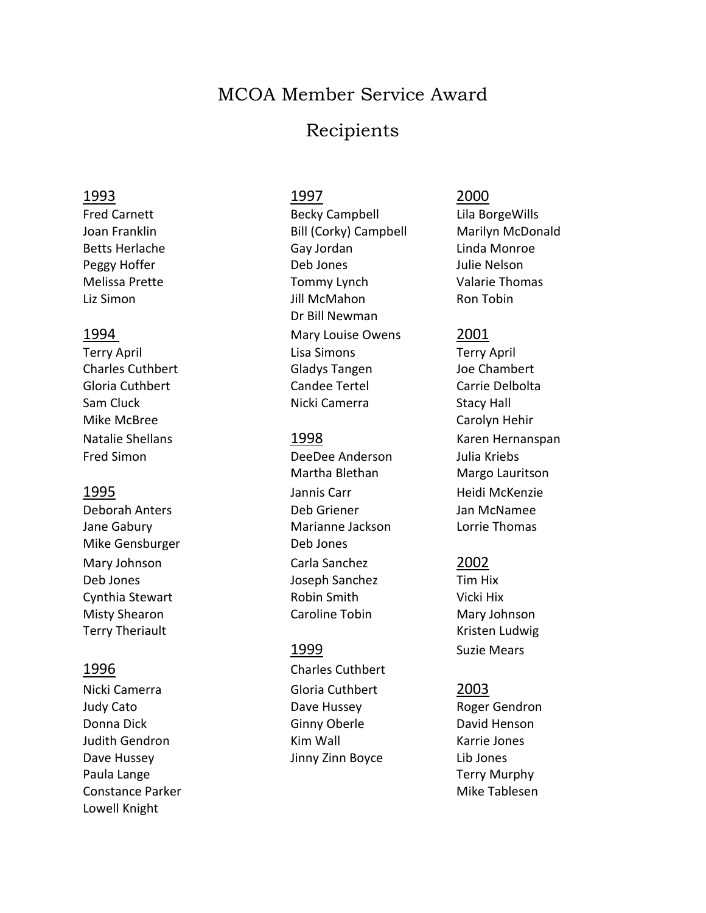# MCOA Member Service Award

# Recipients

## 1993

Fred Carnett
Joan Franklin
Betts Herlache
Peggy Hoffer
Melissa Prette
Liz Simon

## 1994

Terry April
Charles Cuthbert
Gloria Cuthbert
Sam Cluck
Mike McBree
Natalie Shellans
Fred Simon

## 1995

Deborah Anters
Jane Gabury
Mike Gensburger
Mary Johnson
Deb Jones
Cynthia Stewart
Misty Shearon
Terry Theriault

## 1996

Nicki Camerra
Judy Cato
Donna Dick
Judith Gendron
Dave Hussey
Paula Lange
Constance Parker
Lowell Knight

## 1997

Becky Campbell
Bill (Corky) Campbell
Gay Jordan
Deb Jones
Tommy Lynch
Jill McMahon
Dr Bill Newman
Mary Louise Owens
Lisa Simons
Gladys Tangen
Candee Tertel
Nicki Camerra

## 1998

DeeDee Anderson
Martha Blethan
Jannis Carr
Deb Griener
Marianne Jackson
Deb Jones
Carla Sanchez
Joseph Sanchez
Robin Smith
Caroline Tobin

## 1999

Charles Cuthbert
Gloria Cuthbert
Dave Hussey
Ginny Oberle
Kim Wall
Jinny Zinn Boyce

## 2000

Lila BorgeWills
Marilyn McDonald
Linda Monroe
Julie Nelson
Valarie Thomas
Ron Tobin

## 2001

Terry April
Joe Chambert
Carrie Delbolta
Stacy Hall
Carolyn Hehir
Karen Hernanspan
Julia Kriebs
Margo Lauritson
Heidi McKenzie
Jan McNamee
Lorrie Thomas

## 2002

Tim Hix
Vicki Hix
Mary Johnson
Kristen Ludwig
Suzie Mears

## 2003

Roger Gendron
David Henson
Karrie Jones
Lib Jones
Terry Murphy
Mike Tablesen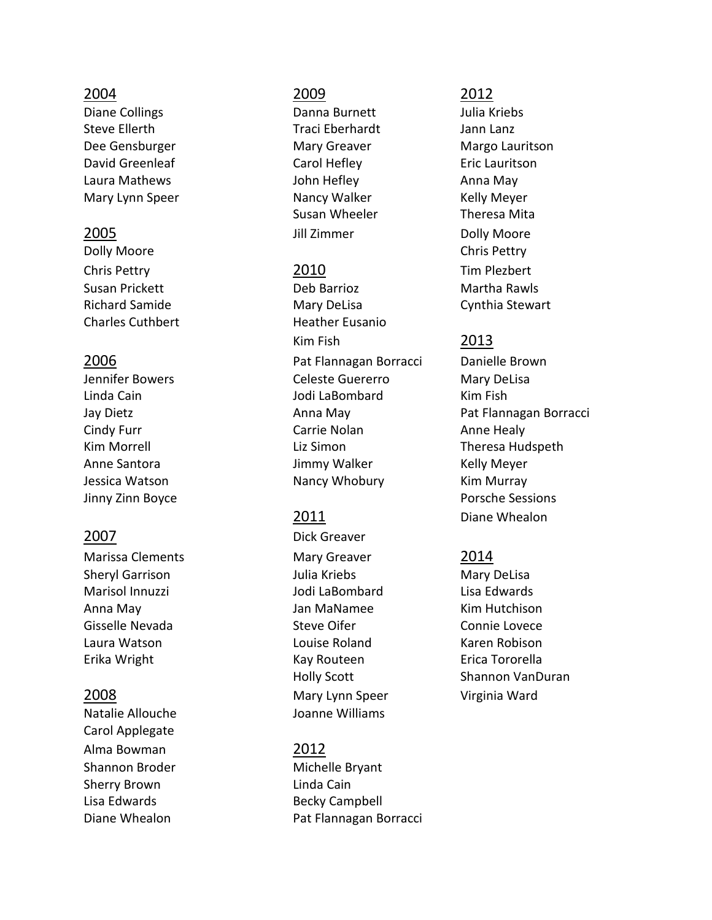2004

Diane Collings
Steve Ellerth
Dee Gensburger
David Greenleaf
Laura Mathews
Mary Lynn Speer

2005

Dolly Moore
Chris Pettry
Susan Prickett
Richard Samide
Charles Cuthbert

2006

Jennifer Bowers
Linda Cain
Jay Dietz
Cindy Furr
Kim Morrell
Anne Santora
Jessica Watson
Jinny Zinn Boyce

2007

Marissa Clements
Sheryl Garrison
Marisol Innuzzi
Anna May
Gisselle Nevada
Laura Watson
Erika Wright

2008

Natalie Allouche
Carol Applegate
Alma Bowman
Shannon Broder
Sherry Brown
Lisa Edwards
Diane Whealon

2009

Danna Burnett
Traci Eberhardt
Mary Greaver
Carol Hefley
John Hefley
Nancy Walker
Susan Wheeler
Jill Zimmer

2010

Deb Barrioz
Mary DeLisa
Heather Eusanio
Kim Fish
Pat Flannagan Borracci
Celeste Guererro
Jodi LaBombard
Anna May
Carrie Nolan
Liz Simon
Jimmy Walker
Nancy Whobury

2011

Dick Greaver
Mary Greaver
Julia Kriebs
Jodi LaBombard
Jan MaNamee
Steve Oifer
Louise Roland
Kay Routeen
Holly Scott
Mary Lynn Speer
Joanne Williams

2012

Michelle Bryant
Linda Cain
Becky Campbell
Pat Flannagan Borracci
Julia Kriebs
Jann Lanz
Margo Lauritson
Eric Lauritson
Anna May
Kelly Meyer
Theresa Mita
Dolly Moore
Chris Pettry
Tim Plezbert
Martha Rawls
Cynthia Stewart

2013

Danielle Brown
Mary DeLisa
Kim Fish
Pat Flannagan Borracci
Anne Healy
Theresa Hudspeth
Kelly Meyer
Kim Murray
Porsche Sessions
Diane Whealon

2014

Mary DeLisa
Lisa Edwards
Kim Hutchison
Connie Lovece
Karen Robison
Erica Tororella
Shannon VanDuran
Virginia Ward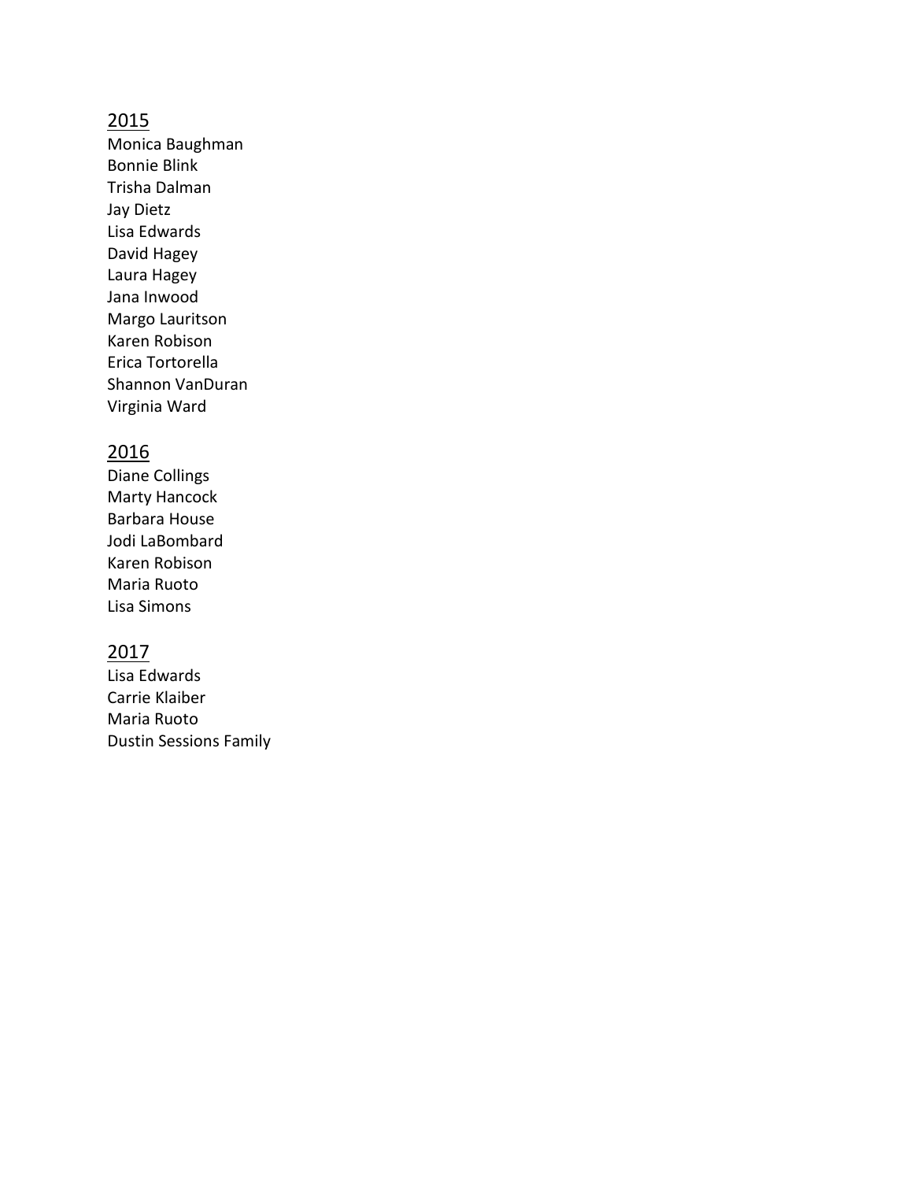2015

Monica Baughman
Bonnie Blink
Trisha Dalman
Jay Dietz
Lisa Edwards
David Hagey
Laura Hagey
Jana Inwood
Margo Lauritson
Karen Robison
Erica Tortorella
Shannon VanDuran
Virginia Ward

2016

Diane Collings
Marty Hancock
Barbara House
Jodi LaBombard
Karen Robison
Maria Ruoto
Lisa Simons

2017

Lisa Edwards
Carrie Klaiber
Maria Ruoto
Dustin Sessions Family